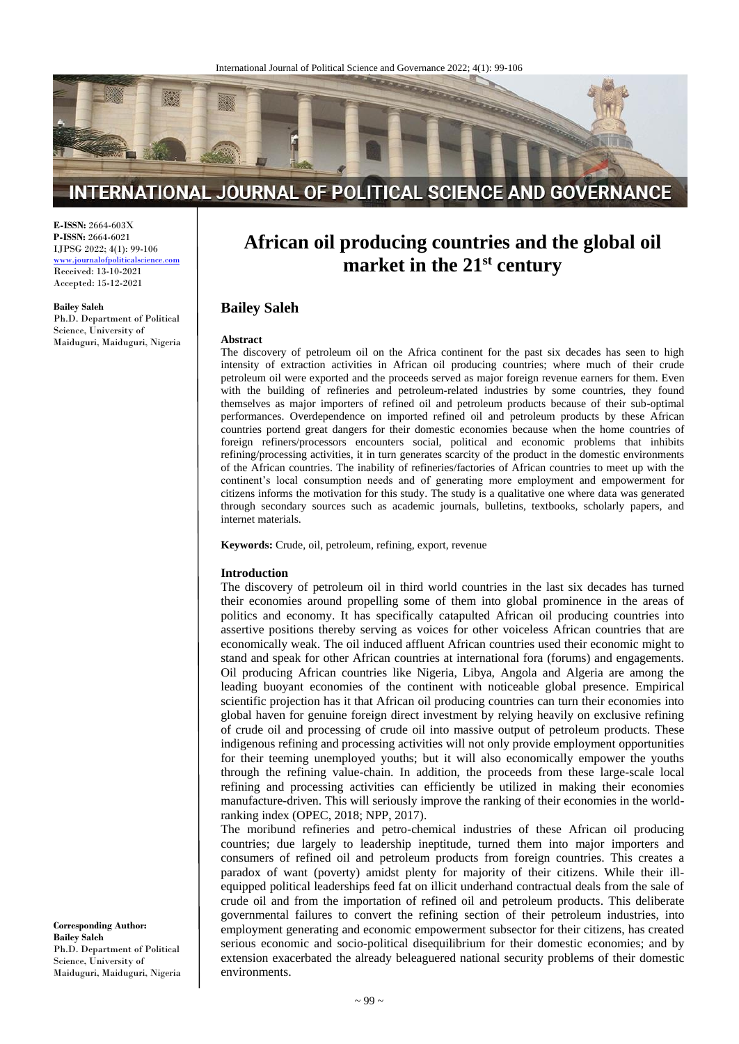# African oil producing countries and the global oil market in the 21st century

**Bailey Saleh**

Ph.D. Department of Political Science, University of Maiduguri, Maiduguri, Nigeria

**E-ISSN:** 2664-603X
**P-ISSN:** 2664-6021
IJPSG 2022; 4(1): 99-106
www.journalofpoliticalscience.com
Received: 13-10-2021
Accepted: 15-12-2021

**Corresponding Author:**
**Bailey Saleh**
Ph.D. Department of Political Science, University of Maiduguri, Maiduguri, Nigeria

**Abstract**

The discovery of petroleum oil on the Africa continent for the past six decades has seen to high intensity of extraction activities in African oil producing countries; where much of their crude petroleum oil were exported and the proceeds served as major foreign revenue earners for them. Even with the building of refineries and petroleum-related industries by some countries, they found themselves as major importers of refined oil and petroleum products because of their sub-optimal performances. Overdependence on imported refined oil and petroleum products by these African countries portend great dangers for their domestic economies because when the home countries of foreign refiners/processors encounters social, political and economic problems that inhibits refining/processing activities, it in turn generates scarcity of the product in the domestic environments of the African countries. The inability of refineries/factories of African countries to meet up with the continent's local consumption needs and of generating more employment and empowerment for citizens informs the motivation for this study. The study is a qualitative one where data was generated through secondary sources such as academic journals, bulletins, textbooks, scholarly papers, and internet materials.

**Keywords:** Crude, oil, petroleum, refining, export, revenue

## Introduction

The discovery of petroleum oil in third world countries in the last six decades has turned their economies around propelling some of them into global prominence in the areas of politics and economy. It has specifically catapulted African oil producing countries into assertive positions thereby serving as voices for other voiceless African countries that are economically weak. The oil induced affluent African countries used their economic might to stand and speak for other African countries at international fora (forums) and engagements. Oil producing African countries like Nigeria, Libya, Angola and Algeria are among the leading buoyant economies of the continent with noticeable global presence. Empirical scientific projection has it that African oil producing countries can turn their economies into global haven for genuine foreign direct investment by relying heavily on exclusive refining of crude oil and processing of crude oil into massive output of petroleum products. These indigenous refining and processing activities will not only provide employment opportunities for their teeming unemployed youths; but it will also economically empower the youths through the refining value-chain. In addition, the proceeds from these large-scale local refining and processing activities can efficiently be utilized in making their economies manufacture-driven. This will seriously improve the ranking of their economies in the world-ranking index (OPEC, 2018; NPP, 2017).

The moribund refineries and petro-chemical industries of these African oil producing countries; due largely to leadership ineptitude, turned them into major importers and consumers of refined oil and petroleum products from foreign countries. This creates a paradox of want (poverty) amidst plenty for majority of their citizens. While their ill-equipped political leaderships feed fat on illicit underhand contractual deals from the sale of crude oil and from the importation of refined oil and petroleum products. This deliberate governmental failures to convert the refining section of their petroleum industries, into employment generating and economic empowerment subsector for their citizens, has created serious economic and socio-political disequilibrium for their domestic economies; and by extension exacerbated the already beleaguered national security problems of their domestic environments.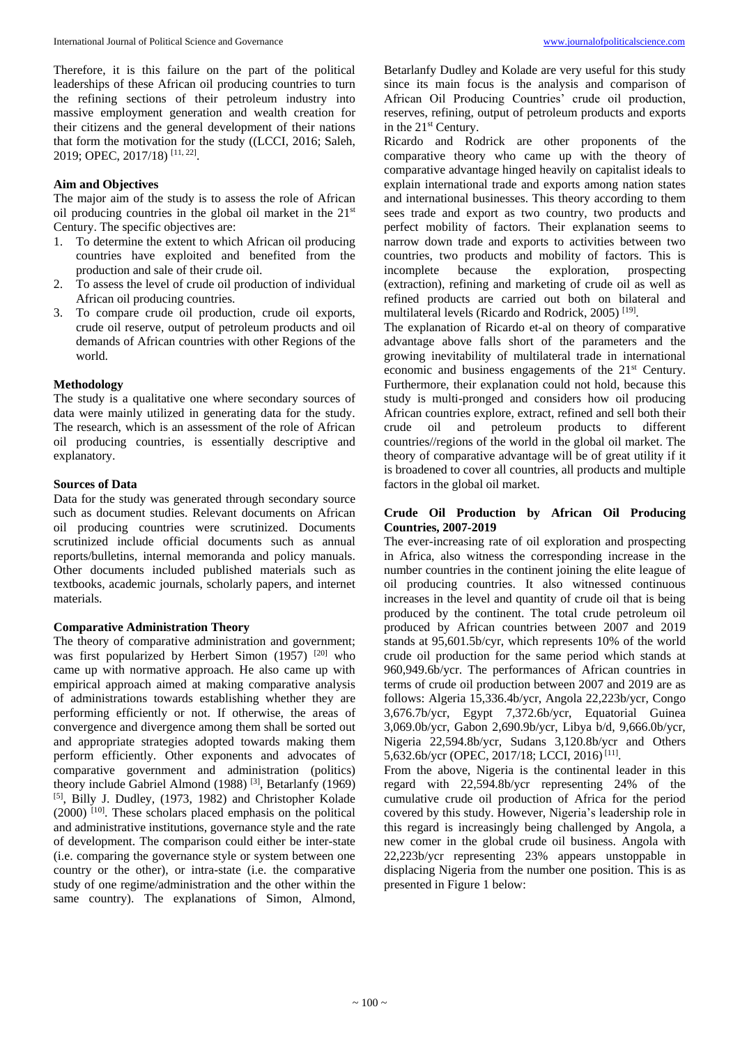Therefore, it is this failure on the part of the political leaderships of these African oil producing countries to turn the refining sections of their petroleum industry into massive employment generation and wealth creation for their citizens and the general development of their nations that form the motivation for the study ((LCCI, 2016; Saleh, 2019; OPEC, 2017/18) [11, 22].

**Aim and Objectives**

The major aim of the study is to assess the role of African oil producing countries in the global oil market in the 21st Century. The specific objectives are:

1. To determine the extent to which African oil producing countries have exploited and benefited from the production and sale of their crude oil.
2. To assess the level of crude oil production of individual African oil producing countries.
3. To compare crude oil production, crude oil exports, crude oil reserve, output of petroleum products and oil demands of African countries with other Regions of the world.

**Methodology**

The study is a qualitative one where secondary sources of data were mainly utilized in generating data for the study. The research, which is an assessment of the role of African oil producing countries, is essentially descriptive and explanatory.

**Sources of Data**

Data for the study was generated through secondary source such as document studies. Relevant documents on African oil producing countries were scrutinized. Documents scrutinized include official documents such as annual reports/bulletins, internal memoranda and policy manuals. Other documents included published materials such as textbooks, academic journals, scholarly papers, and internet materials.

**Comparative Administration Theory**

The theory of comparative administration and government; was first popularized by Herbert Simon (1957) [20] who came up with normative approach. He also came up with empirical approach aimed at making comparative analysis of administrations towards establishing whether they are performing efficiently or not. If otherwise, the areas of convergence and divergence among them shall be sorted out and appropriate strategies adopted towards making them perform efficiently. Other exponents and advocates of comparative government and administration (politics) theory include Gabriel Almond (1988) [3], Betarlanfy (1969) [5], Billy J. Dudley, (1973, 1982) and Christopher Kolade (2000) [10]. These scholars placed emphasis on the political and administrative institutions, governance style and the rate of development. The comparison could either be inter-state (i.e. comparing the governance style or system between one country or the other), or intra-state (i.e. the comparative study of one regime/administration and the other within the same country). The explanations of Simon, Almond, Betarlanfy Dudley and Kolade are very useful for this study since its main focus is the analysis and comparison of African Oil Producing Countries' crude oil production, reserves, refining, output of petroleum products and exports in the 21st Century.

Ricardo and Rodrick are other proponents of the comparative theory who came up with the theory of comparative advantage hinged heavily on capitalist ideals to explain international trade and exports among nation states and international businesses. This theory according to them sees trade and export as two country, two products and perfect mobility of factors. Their explanation seems to narrow down trade and exports to activities between two countries, two products and mobility of factors. This is incomplete because the exploration, prospecting (extraction), refining and marketing of crude oil as well as refined products are carried out both on bilateral and multilateral levels (Ricardo and Rodrick, 2005) [19].

The explanation of Ricardo et-al on theory of comparative advantage above falls short of the parameters and the growing inevitability of multilateral trade in international economic and business engagements of the 21st Century. Furthermore, their explanation could not hold, because this study is multi-pronged and considers how oil producing African countries explore, extract, refined and sell both their crude oil and petroleum products to different countries//regions of the world in the global oil market. The theory of comparative advantage will be of great utility if it is broadened to cover all countries, all products and multiple factors in the global oil market.

**Crude Oil Production by African Oil Producing Countries, 2007-2019**

The ever-increasing rate of oil exploration and prospecting in Africa, also witness the corresponding increase in the number countries in the continent joining the elite league of oil producing countries. It also witnessed continuous increases in the level and quantity of crude oil that is being produced by the continent. The total crude petroleum oil produced by African countries between 2007 and 2019 stands at 95,601.5b/cyr, which represents 10% of the world crude oil production for the same period which stands at 960,949.6b/ycr. The performances of African countries in terms of crude oil production between 2007 and 2019 are as follows: Algeria 15,336.4b/ycr, Angola 22,223b/ycr, Congo 3,676.7b/ycr, Egypt 7,372.6b/ycr, Equatorial Guinea 3,069.0b/ycr, Gabon 2,690.9b/ycr, Libya b/d, 9,666.0b/ycr, Nigeria 22,594.8b/ycr, Sudans 3,120.8b/ycr and Others 5,632.6b/ycr (OPEC, 2017/18; LCCI, 2016) [11].

From the above, Nigeria is the continental leader in this regard with 22,594.8b/ycr representing 24% of the cumulative crude oil production of Africa for the period covered by this study. However, Nigeria's leadership role in this regard is increasingly being challenged by Angola, a new comer in the global crude oil business. Angola with 22,223b/ycr representing 23% appears unstoppable in displacing Nigeria from the number one position. This is as presented in Figure 1 below: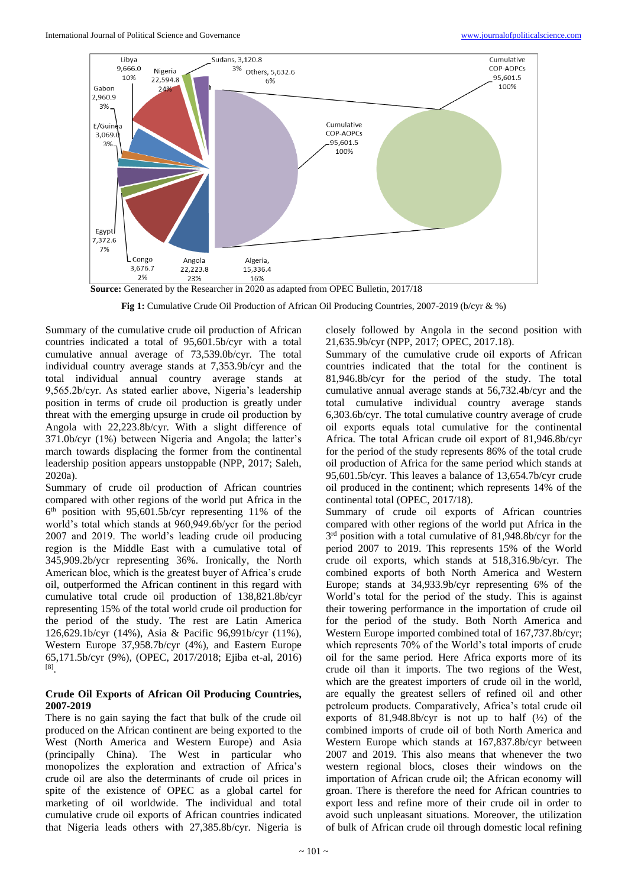**Source:** Generated by the Researcher in 2020 as adapted from OPEC Bulletin, 2017/18

**Fig 1:** Cumulative Crude Oil Production of African Oil Producing Countries, 2007-2019 (b/cyr & %)

Summary of the cumulative crude oil production of African countries indicated a total of 95,601.5b/cyr with a total cumulative annual average of 73,539.0b/cyr. The total individual country average stands at 7,353.9b/cyr and the total individual annual country average stands at 9,565.2b/cyr. As stated earlier above, Nigeria's leadership position in terms of crude oil production is greatly under threat with the emerging upsurge in crude oil production by Angola with 22,223.8b/cyr. With a slight difference of 371.0b/cyr (1%) between Nigeria and Angola; the latter's march towards displacing the former from the continental leadership position appears unstoppable (NPP, 2017; Saleh, 2020a).

Summary of crude oil production of African countries compared with other regions of the world put Africa in the 6th position with 95,601.5b/cyr representing 11% of the world's total which stands at 960,949.6b/ycr for the period 2007 and 2019. The world's leading crude oil producing region is the Middle East with a cumulative total of 345,909.2b/ycr representing 36%. Ironically, the North American bloc, which is the greatest buyer of Africa's crude oil, outperformed the African continent in this regard with cumulative total crude oil production of 138,821.8b/cyr representing 15% of the total world crude oil production for the period of the study. The rest are Latin America 126,629.1b/cyr (14%), Asia & Pacific 96,991b/cyr (11%), Western Europe 37,958.7b/cyr (4%), and Eastern Europe 65,171.5b/cyr (9%), (OPEC, 2017/2018; Ejiba et-al, 2016) [8].

### Crude Oil Exports of African Oil Producing Countries, 2007-2019

There is no gain saying the fact that bulk of the crude oil produced on the African continent are being exported to the West (North America and Western Europe) and Asia (principally China). The West in particular who monopolizes the exploration and extraction of Africa's crude oil are also the determinants of crude oil prices in spite of the existence of OPEC as a global cartel for marketing of oil worldwide. The individual and total cumulative crude oil exports of African countries indicated that Nigeria leads others with 27,385.8b/cyr. Nigeria is closely followed by Angola in the second position with 21,635.9b/cyr (NPP, 2017; OPEC, 2017.18).

Summary of the cumulative crude oil exports of African countries indicated that the total for the continent is 81,946.8b/cyr for the period of the study. The total cumulative annual average stands at 56,732.4b/cyr and the total cumulative individual country average stands 6,303.6b/cyr. The total cumulative country average of crude oil exports equals total cumulative for the continental Africa. The total African crude oil export of 81,946.8b/cyr for the period of the study represents 86% of the total crude oil production of Africa for the same period which stands at 95,601.5b/cyr. This leaves a balance of 13,654.7b/cyr crude oil produced in the continent; which represents 14% of the continental total (OPEC, 2017/18).

Summary of crude oil exports of African countries compared with other regions of the world put Africa in the 3rd position with a total cumulative of 81,948.8b/cyr for the period 2007 to 2019. This represents 15% of the World crude oil exports, which stands at 518,316.9b/cyr. The combined exports of both North America and Western Europe; stands at 34,933.9b/cyr representing 6% of the World's total for the period of the study. This is against their towering performance in the importation of crude oil for the period of the study. Both North America and Western Europe imported combined total of 167,737.8b/cyr; which represents 70% of the World's total imports of crude oil for the same period. Here Africa exports more of its crude oil than it imports. The two regions of the West, which are the greatest importers of crude oil in the world, are equally the greatest sellers of refined oil and other petroleum products. Comparatively, Africa's total crude oil exports of 81,948.8b/cyr is not up to half (½) of the combined imports of crude oil of both North America and Western Europe which stands at 167,837.8b/cyr between 2007 and 2019. This also means that whenever the two western regional blocs, closes their windows on the importation of African crude oil; the African economy will groan. There is therefore the need for African countries to export less and refine more of their crude oil in order to avoid such unpleasant situations. Moreover, the utilization of bulk of African crude oil through domestic local refining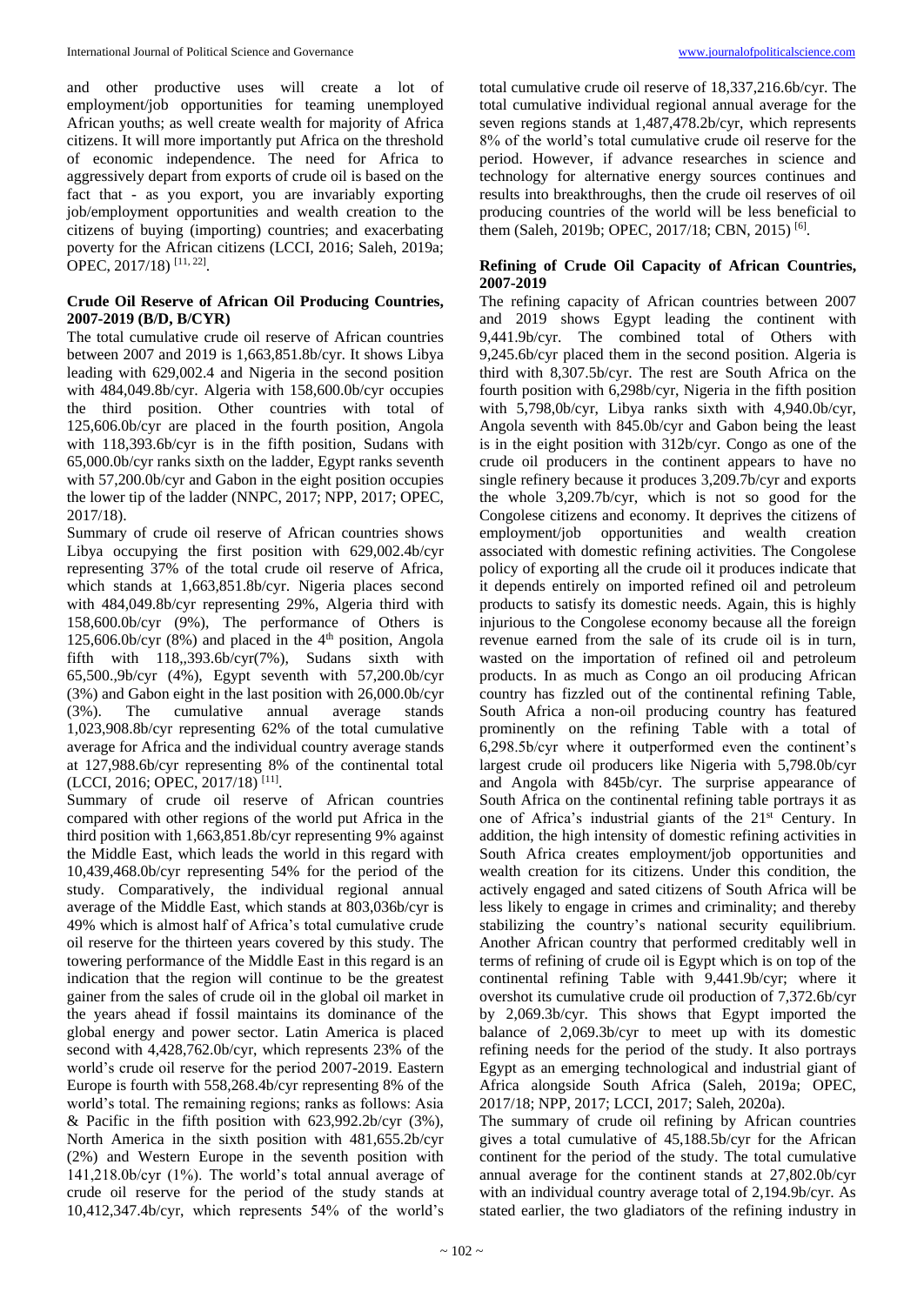and other productive uses will create a lot of employment/job opportunities for teaming unemployed African youths; as well create wealth for majority of Africa citizens. It will more importantly put Africa on the threshold of economic independence. The need for Africa to aggressively depart from exports of crude oil is based on the fact that - as you export, you are invariably exporting job/employment opportunities and wealth creation to the citizens of buying (importing) countries; and exacerbating poverty for the African citizens (LCCI, 2016; Saleh, 2019a; OPEC, 2017/18) [11, 22].

### Crude Oil Reserve of African Oil Producing Countries, 2007-2019 (B/D, B/CYR)

The total cumulative crude oil reserve of African countries between 2007 and 2019 is 1,663,851.8b/cyr. It shows Libya leading with 629,002.4 and Nigeria in the second position with 484,049.8b/cyr. Algeria with 158,600.0b/cyr occupies the third position. Other countries with total of 125,606.0b/cyr are placed in the fourth position, Angola with 118,393.6b/cyr is in the fifth position, Sudans with 65,000.0b/cyr ranks sixth on the ladder, Egypt ranks seventh with 57,200.0b/cyr and Gabon in the eight position occupies the lower tip of the ladder (NNPC, 2017; NPP, 2017; OPEC, 2017/18).

Summary of crude oil reserve of African countries shows Libya occupying the first position with 629,002.4b/cyr representing 37% of the total crude oil reserve of Africa, which stands at 1,663,851.8b/cyr. Nigeria places second with 484,049.8b/cyr representing 29%, Algeria third with 158,600.0b/cyr (9%), The performance of Others is 125,606.0b/cyr (8%) and placed in the 4th position, Angola fifth with 118,,393.6b/cyr(7%), Sudans sixth with 65,500.,9b/cyr (4%), Egypt seventh with 57,200.0b/cyr (3%) and Gabon eight in the last position with 26,000.0b/cyr (3%). The cumulative annual average stands 1,023,908.8b/cyr representing 62% of the total cumulative average for Africa and the individual country average stands at 127,988.6b/cyr representing 8% of the continental total (LCCI, 2016; OPEC, 2017/18) [11].

Summary of crude oil reserve of African countries compared with other regions of the world put Africa in the third position with 1,663,851.8b/cyr representing 9% against the Middle East, which leads the world in this regard with 10,439,468.0b/cyr representing 54% for the period of the study. Comparatively, the individual regional annual average of the Middle East, which stands at 803,036b/cyr is 49% which is almost half of Africa's total cumulative crude oil reserve for the thirteen years covered by this study. The towering performance of the Middle East in this regard is an indication that the region will continue to be the greatest gainer from the sales of crude oil in the global oil market in the years ahead if fossil maintains its dominance of the global energy and power sector. Latin America is placed second with 4,428,762.0b/cyr, which represents 23% of the world's crude oil reserve for the period 2007-2019. Eastern Europe is fourth with 558,268.4b/cyr representing 8% of the world's total. The remaining regions; ranks as follows: Asia & Pacific in the fifth position with 623,992.2b/cyr (3%), North America in the sixth position with 481,655.2b/cyr (2%) and Western Europe in the seventh position with 141,218.0b/cyr (1%). The world's total annual average of crude oil reserve for the period of the study stands at 10,412,347.4b/cyr, which represents 54% of the world's total cumulative crude oil reserve of 18,337,216.6b/cyr. The total cumulative individual regional annual average for the seven regions stands at 1,487,478.2b/cyr, which represents 8% of the world's total cumulative crude oil reserve for the period. However, if advance researches in science and technology for alternative energy sources continues and results into breakthroughs, then the crude oil reserves of oil producing countries of the world will be less beneficial to them (Saleh, 2019b; OPEC, 2017/18; CBN, 2015) [6].

### Refining of Crude Oil Capacity of African Countries, 2007-2019

The refining capacity of African countries between 2007 and 2019 shows Egypt leading the continent with 9,441.9b/cyr. The combined total of Others with 9,245.6b/cyr placed them in the second position. Algeria is third with 8,307.5b/cyr. The rest are South Africa on the fourth position with 6,298b/cyr, Nigeria in the fifth position with 5,798,0b/cyr, Libya ranks sixth with 4,940.0b/cyr, Angola seventh with 845.0b/cyr and Gabon being the least is in the eight position with 312b/cyr. Congo as one of the crude oil producers in the continent appears to have no single refinery because it produces 3,209.7b/cyr and exports the whole 3,209.7b/cyr, which is not so good for the Congolese citizens and economy. It deprives the citizens of employment/job opportunities and wealth creation associated with domestic refining activities. The Congolese policy of exporting all the crude oil it produces indicate that it depends entirely on imported refined oil and petroleum products to satisfy its domestic needs. Again, this is highly injurious to the Congolese economy because all the foreign revenue earned from the sale of its crude oil is in turn, wasted on the importation of refined oil and petroleum products. In as much as Congo an oil producing African country has fizzled out of the continental refining Table, South Africa a non-oil producing country has featured prominently on the refining Table with a total of 6,298.5b/cyr where it outperformed even the continent's largest crude oil producers like Nigeria with 5,798.0b/cyr and Angola with 845b/cyr. The surprise appearance of South Africa on the continental refining table portrays it as one of Africa's industrial giants of the 21st Century. In addition, the high intensity of domestic refining activities in South Africa creates employment/job opportunities and wealth creation for its citizens. Under this condition, the actively engaged and sated citizens of South Africa will be less likely to engage in crimes and criminality; and thereby stabilizing the country's national security equilibrium. Another African country that performed creditably well in terms of refining of crude oil is Egypt which is on top of the continental refining Table with 9,441.9b/cyr; where it overshot its cumulative crude oil production of 7,372.6b/cyr by 2,069.3b/cyr. This shows that Egypt imported the balance of 2,069.3b/cyr to meet up with its domestic refining needs for the period of the study. It also portrays Egypt as an emerging technological and industrial giant of Africa alongside South Africa (Saleh, 2019a; OPEC, 2017/18; NPP, 2017; LCCI, 2017; Saleh, 2020a).

The summary of crude oil refining by African countries gives a total cumulative of 45,188.5b/cyr for the African continent for the period of the study. The total cumulative annual average for the continent stands at 27,802.0b/cyr with an individual country average total of 2,194.9b/cyr. As stated earlier, the two gladiators of the refining industry in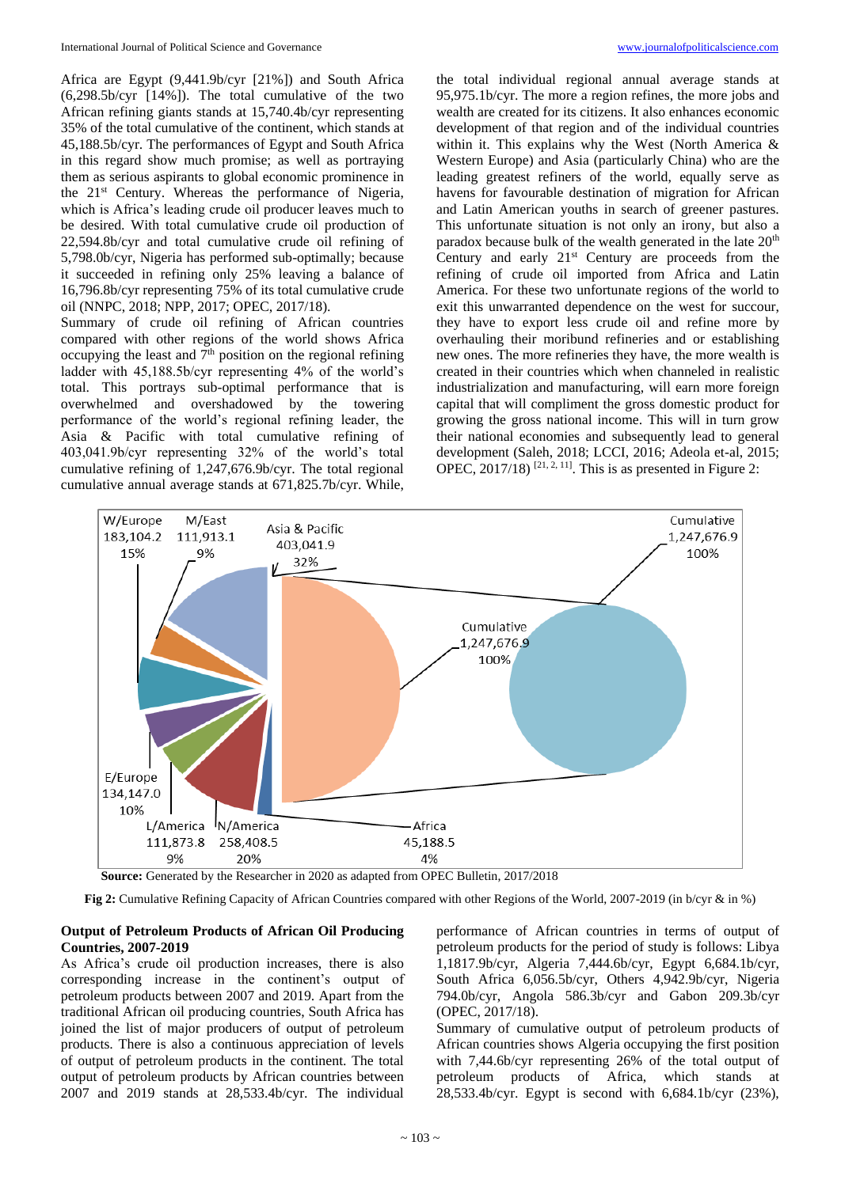Africa are Egypt (9,441.9b/cyr [21%]) and South Africa (6,298.5b/cyr [14%]). The total cumulative of the two African refining giants stands at 15,740.4b/cyr representing 35% of the total cumulative of the continent, which stands at 45,188.5b/cyr. The performances of Egypt and South Africa in this regard show much promise; as well as portraying them as serious aspirants to global economic prominence in the 21st Century. Whereas the performance of Nigeria, which is Africa's leading crude oil producer leaves much to be desired. With total cumulative crude oil production of 22,594.8b/cyr and total cumulative crude oil refining of 5,798.0b/cyr, Nigeria has performed sub-optimally; because it succeeded in refining only 25% leaving a balance of 16,796.8b/cyr representing 75% of its total cumulative crude oil (NNPC, 2018; NPP, 2017; OPEC, 2017/18).

Summary of crude oil refining of African countries compared with other regions of the world shows Africa occupying the least and 7th position on the regional refining ladder with 45,188.5b/cyr representing 4% of the world's total. This portrays sub-optimal performance that is overwhelmed and overshadowed by the towering performance of the world's regional refining leader, the Asia & Pacific with total cumulative refining of 403,041.9b/cyr representing 32% of the world's total cumulative refining of 1,247,676.9b/cyr. The total regional cumulative annual average stands at 671,825.7b/cyr. While, the total individual regional annual average stands at 95,975.1b/cyr. The more a region refines, the more jobs and wealth are created for its citizens. It also enhances economic development of that region and of the individual countries within it. This explains why the West (North America & Western Europe) and Asia (particularly China) who are the leading greatest refiners of the world, equally serve as havens for favourable destination of migration for African and Latin American youths in search of greener pastures. This unfortunate situation is not only an irony, but also a paradox because bulk of the wealth generated in the late 20th Century and early 21st Century are proceeds from the refining of crude oil imported from Africa and Latin America. For these two unfortunate regions of the world to exit this unwarranted dependence on the west for succour, they have to export less crude oil and refine more by overhauling their moribund refineries and or establishing new ones. The more refineries they have, the more wealth is created in their countries which when channeled in realistic industrialization and manufacturing, will earn more foreign capital that will compliment the gross domestic product for growing the gross national income. This will in turn grow their national economies and subsequently lead to general development (Saleh, 2018; LCCI, 2016; Adeola et-al, 2015; OPEC, 2017/18) [21, 2, 11]. This is as presented in Figure 2:

| Region | Cumulative (b/cyr) | % |
|---|---|---|
| W/Europe | 183,104.2 | 15% |
| M/East | 111,913.1 | 9% |
| Asia & Pacific | 403,041.9 | 32% |
| E/Europe | 134,147.0 | 10% |
| L/America | 111,873.8 | 9% |
| N/America | 258,408.5 | 20% |
| Africa | 45,188.5 | 4% |
| Cumulative | 1,247,676.9 | 100% |

**Source:** Generated by the Researcher in 2020 as adapted from OPEC Bulletin, 2017/2018

**Fig 2:** Cumulative Refining Capacity of African Countries compared with other Regions of the World, 2007-2019 (in b/cyr & in %)

### Output of Petroleum Products of African Oil Producing Countries, 2007-2019

As Africa's crude oil production increases, there is also corresponding increase in the continent's output of petroleum products between 2007 and 2019. Apart from the traditional African oil producing countries, South Africa has joined the list of major producers of output of petroleum products. There is also a continuous appreciation of levels of output of petroleum products in the continent. The total output of petroleum products by African countries between 2007 and 2019 stands at 28,533.4b/cyr. The individual performance of African countries in terms of output of petroleum products for the period of study is follows: Libya 1,1817.9b/cyr, Algeria 7,444.6b/cyr, Egypt 6,684.1b/cyr, South Africa 6,056.5b/cyr, Others 4,942.9b/cyr, Nigeria 794.0b/cyr, Angola 586.3b/cyr and Gabon 209.3b/cyr (OPEC, 2017/18).

Summary of cumulative output of petroleum products of African countries shows Algeria occupying the first position with 7,44.6b/cyr representing 26% of the total output of petroleum products of Africa, which stands at 28,533.4b/cyr. Egypt is second with 6,684.1b/cyr (23%),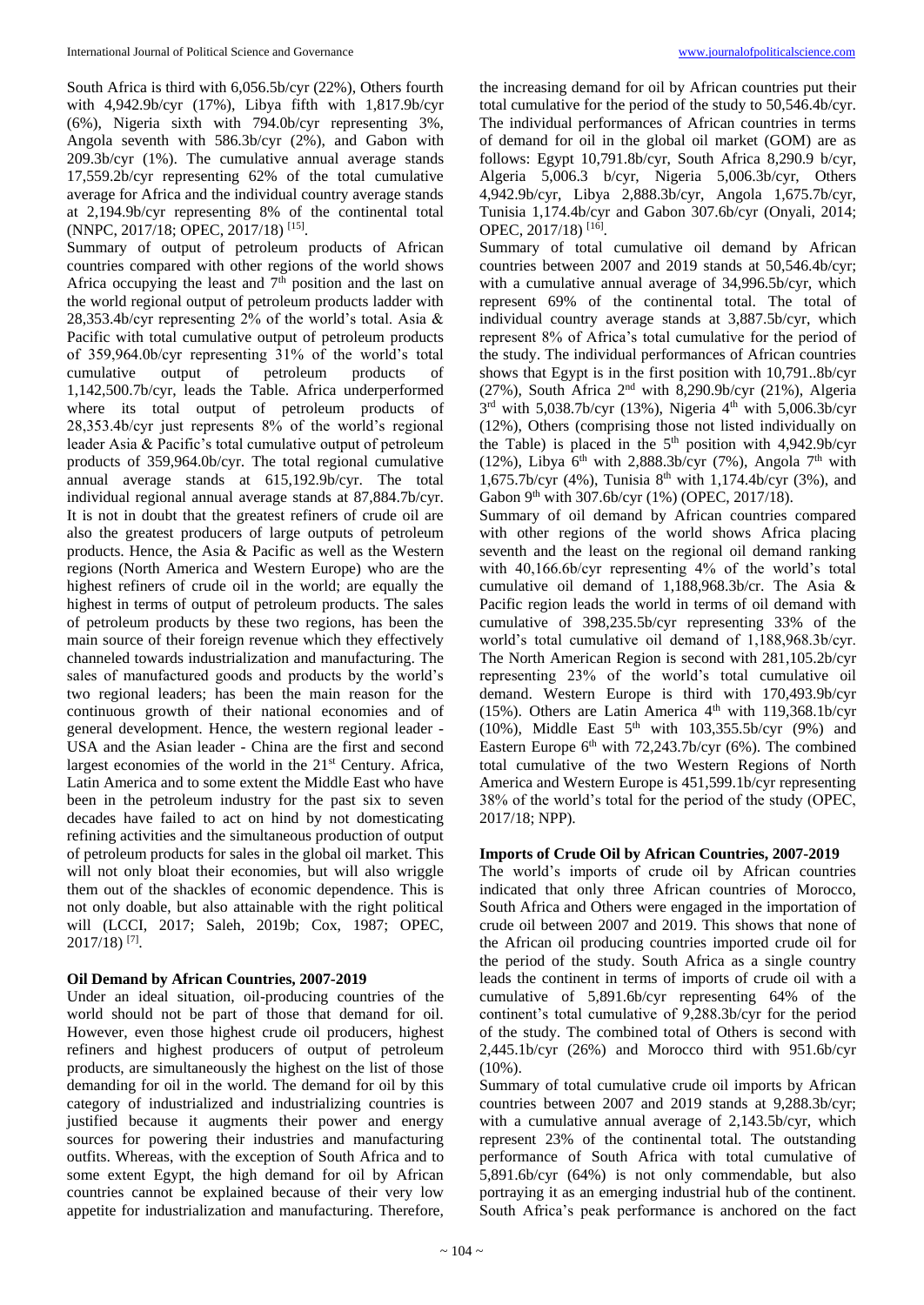South Africa is third with 6,056.5b/cyr (22%), Others fourth with 4,942.9b/cyr (17%), Libya fifth with 1,817.9b/cyr (6%), Nigeria sixth with 794.0b/cyr representing 3%, Angola seventh with 586.3b/cyr (2%), and Gabon with 209.3b/cyr (1%). The cumulative annual average stands 17,559.2b/cyr representing 62% of the total cumulative average for Africa and the individual country average stands at 2,194.9b/cyr representing 8% of the continental total (NNPC, 2017/18; OPEC, 2017/18) [15].

Summary of output of petroleum products of African countries compared with other regions of the world shows Africa occupying the least and 7th position and the last on the world regional output of petroleum products ladder with 28,353.4b/cyr representing 2% of the world's total. Asia & Pacific with total cumulative output of petroleum products of 359,964.0b/cyr representing 31% of the world's total cumulative output of petroleum products of 1,142,500.7b/cyr, leads the Table. Africa underperformed where its total output of petroleum products of 28,353.4b/cyr just represents 8% of the world's regional leader Asia & Pacific's total cumulative output of petroleum products of 359,964.0b/cyr. The total regional cumulative annual average stands at 615,192.9b/cyr. The total individual regional annual average stands at 87,884.7b/cyr. It is not in doubt that the greatest refiners of crude oil are also the greatest producers of large outputs of petroleum products. Hence, the Asia & Pacific as well as the Western regions (North America and Western Europe) who are the highest refiners of crude oil in the world; are equally the highest in terms of output of petroleum products. The sales of petroleum products by these two regions, has been the main source of their foreign revenue which they effectively channeled towards industrialization and manufacturing. The sales of manufactured goods and products by the world's two regional leaders; has been the main reason for the continuous growth of their national economies and of general development. Hence, the western regional leader - USA and the Asian leader - China are the first and second largest economies of the world in the 21st Century. Africa, Latin America and to some extent the Middle East who have been in the petroleum industry for the past six to seven decades have failed to act on hind by not domesticating refining activities and the simultaneous production of output of petroleum products for sales in the global oil market. This will not only bloat their economies, but will also wriggle them out of the shackles of economic dependence. This is not only doable, but also attainable with the right political will (LCCI, 2017; Saleh, 2019b; Cox, 1987; OPEC, 2017/18) [7].

## Oil Demand by African Countries, 2007-2019

Under an ideal situation, oil-producing countries of the world should not be part of those that demand for oil. However, even those highest crude oil producers, highest refiners and highest producers of output of petroleum products, are simultaneously the highest on the list of those demanding for oil in the world. The demand for oil by this category of industrialized and industrializing countries is justified because it augments their power and energy sources for powering their industries and manufacturing outfits. Whereas, with the exception of South Africa and to some extent Egypt, the high demand for oil by African countries cannot be explained because of their very low appetite for industrialization and manufacturing. Therefore, the increasing demand for oil by African countries put their total cumulative for the period of the study to 50,546.4b/cyr. The individual performances of African countries in terms of demand for oil in the global oil market (GOM) are as follows: Egypt 10,791.8b/cyr, South Africa 8,290.9 b/cyr, Algeria 5,006.3 b/cyr, Nigeria 5,006.3b/cyr, Others 4,942.9b/cyr, Libya 2,888.3b/cyr, Angola 1,675.7b/cyr, Tunisia 1,174.4b/cyr and Gabon 307.6b/cyr (Onyali, 2014; OPEC, 2017/18) [16].

Summary of total cumulative oil demand by African countries between 2007 and 2019 stands at 50,546.4b/cyr; with a cumulative annual average of 34,996.5b/cyr, which represent 69% of the continental total. The total of individual country average stands at 3,887.5b/cyr, which represent 8% of Africa's total cumulative for the period of the study. The individual performances of African countries shows that Egypt is in the first position with 10,791..8b/cyr (27%), South Africa 2nd with 8,290.9b/cyr (21%), Algeria 3rd with 5,038.7b/cyr (13%), Nigeria 4th with 5,006.3b/cyr (12%), Others (comprising those not listed individually on the Table) is placed in the 5th position with 4,942.9b/cyr (12%), Libya 6th with 2,888.3b/cyr (7%), Angola 7th with 1,675.7b/cyr (4%), Tunisia 8th with 1,174.4b/cyr (3%), and Gabon 9th with 307.6b/cyr (1%) (OPEC, 2017/18).

Summary of oil demand by African countries compared with other regions of the world shows Africa placing seventh and the least on the regional oil demand ranking with 40,166.6b/cyr representing 4% of the world's total cumulative oil demand of 1,188,968.3b/cr. The Asia & Pacific region leads the world in terms of oil demand with cumulative of 398,235.5b/cyr representing 33% of the world's total cumulative oil demand of 1,188,968.3b/cyr. The North American Region is second with 281,105.2b/cyr representing 23% of the world's total cumulative oil demand. Western Europe is third with 170,493.9b/cyr (15%). Others are Latin America 4th with 119,368.1b/cyr (10%), Middle East 5th with 103,355.5b/cyr (9%) and Eastern Europe 6th with 72,243.7b/cyr (6%). The combined total cumulative of the two Western Regions of North America and Western Europe is 451,599.1b/cyr representing 38% of the world's total for the period of the study (OPEC, 2017/18; NPP).

## Imports of Crude Oil by African Countries, 2007-2019

The world's imports of crude oil by African countries indicated that only three African countries of Morocco, South Africa and Others were engaged in the importation of crude oil between 2007 and 2019. This shows that none of the African oil producing countries imported crude oil for the period of the study. South Africa as a single country leads the continent in terms of imports of crude oil with a cumulative of 5,891.6b/cyr representing 64% of the continent's total cumulative of 9,288.3b/cyr for the period of the study. The combined total of Others is second with 2,445.1b/cyr (26%) and Morocco third with 951.6b/cyr (10%).

Summary of total cumulative crude oil imports by African countries between 2007 and 2019 stands at 9,288.3b/cyr; with a cumulative annual average of 2,143.5b/cyr, which represent 23% of the continental total. The outstanding performance of South Africa with total cumulative of 5,891.6b/cyr (64%) is not only commendable, but also portraying it as an emerging industrial hub of the continent. South Africa's peak performance is anchored on the fact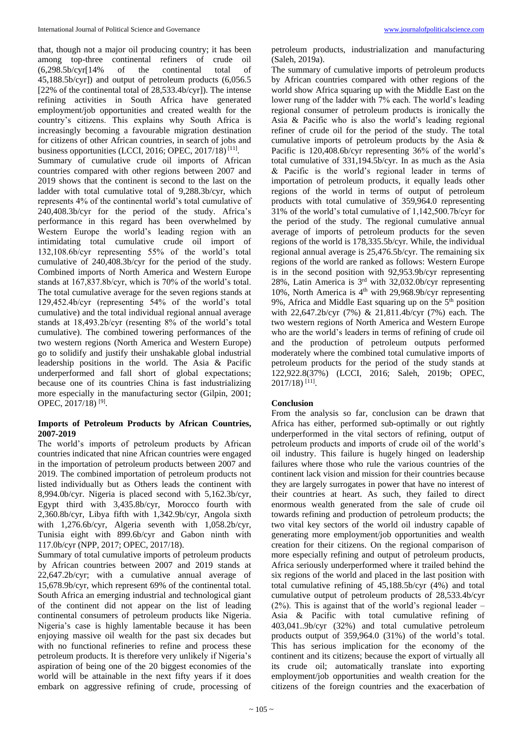that, though not a major oil producing country; it has been among top-three continental refiners of crude oil (6,298.5b/cyr[14% of the continental total of 45,188.5b/cyr]) and output of petroleum products (6,056.5 [22% of the continental total of 28,533.4b/cyr]). The intense refining activities in South Africa have generated employment/job opportunities and created wealth for the country's citizens. This explains why South Africa is increasingly becoming a favourable migration destination for citizens of other African countries, in search of jobs and business opportunities (LCCI, 2016; OPEC, 2017/18) [11].

Summary of cumulative crude oil imports of African countries compared with other regions between 2007 and 2019 shows that the continent is second to the last on the ladder with total cumulative total of 9,288.3b/cyr, which represents 4% of the continental world's total cumulative of 240,408.3b/cyr for the period of the study. Africa's performance in this regard has been overwhelmed by Western Europe the world's leading region with an intimidating total cumulative crude oil import of 132,108.6b/cyr representing 55% of the world's total cumulative of 240,408.3b/cyr for the period of the study. Combined imports of North America and Western Europe stands at 167,837.8b/cyr, which is 70% of the world's total. The total cumulative average for the seven regions stands at 129,452.4b/cyr (representing 54% of the world's total cumulative) and the total individual regional annual average stands at 18,493.2b/cyr (resenting 8% of the world's total cumulative). The combined towering performances of the two western regions (North America and Western Europe) go to solidify and justify their unshakable global industrial leadership positions in the world. The Asia & Pacific underperformed and fall short of global expectations; because one of its countries China is fast industrializing more especially in the manufacturing sector (Gilpin, 2001; OPEC, 2017/18) [9].

### Imports of Petroleum Products by African Countries, 2007-2019

The world's imports of petroleum products by African countries indicated that nine African countries were engaged in the importation of petroleum products between 2007 and 2019. The combined importation of petroleum products not listed individually but as Others leads the continent with 8,994.0b/cyr. Nigeria is placed second with 5,162.3b/cyr, Egypt third with 3,435.8b/cyr, Morocco fourth with 2,360.8b/cyr, Libya fifth with 1,342.9b/cyr, Angola sixth with 1,276.6b/cyr, Algeria seventh with 1,058.2b/cyr, Tunisia eight with 899.6b/cyr and Gabon ninth with 117.0b/cyr (NPP, 2017; OPEC, 2017/18).

Summary of total cumulative imports of petroleum products by African countries between 2007 and 2019 stands at 22,647.2b/cyr; with a cumulative annual average of 15,678.9b/cyr, which represent 69% of the continental total. South Africa an emerging industrial and technological giant of the continent did not appear on the list of leading continental consumers of petroleum products like Nigeria. Nigeria's case is highly lamentable because it has been enjoying massive oil wealth for the past six decades but with no functional refineries to refine and process these petroleum products. It is therefore very unlikely if Nigeria's aspiration of being one of the 20 biggest economies of the world will be attainable in the next fifty years if it does embark on aggressive refining of crude, processing of petroleum products, industrialization and manufacturing (Saleh, 2019a).

The summary of cumulative imports of petroleum products by African countries compared with other regions of the world show Africa squaring up with the Middle East on the lower rung of the ladder with 7% each. The world's leading regional consumer of petroleum products is ironically the Asia & Pacific who is also the world's leading regional refiner of crude oil for the period of the study. The total cumulative imports of petroleum products by the Asia & Pacific is 120,408.6b/cyr representing 36% of the world's total cumulative of 331,194.5b/cyr. In as much as the Asia & Pacific is the world's regional leader in terms of importation of petroleum products, it equally leads other regions of the world in terms of output of petroleum products with total cumulative of 359,964.0 representing 31% of the world's total cumulative of 1,142,500.7b/cyr for the period of the study. The regional cumulative annual average of imports of petroleum products for the seven regions of the world is 178,335.5b/cyr. While, the individual regional annual average is 25,476.5b/cyr. The remaining six regions of the world are ranked as follows: Western Europe is in the second position with 92,953.9b/cyr representing 28%, Latin America is 3rd with 32,032.0b/cyr representing 10%, North America is 4th with 29,968.9b/cyr representing 9%, Africa and Middle East squaring up on the 5th position with 22,647.2b/cyr (7%) & 21,811.4b/cyr (7%) each. The two western regions of North America and Western Europe who are the world's leaders in terms of refining of crude oil and the production of petroleum outputs performed moderately where the combined total cumulative imports of petroleum products for the period of the study stands at 122,922.8(37%) (LCCI, 2016; Saleh, 2019b; OPEC, 2017/18) [11].

### Conclusion

From the analysis so far, conclusion can be drawn that Africa has either, performed sub-optimally or out rightly underperformed in the vital sectors of refining, output of petroleum products and imports of crude oil of the world's oil industry. This failure is hugely hinged on leadership failures where those who rule the various countries of the continent lack vision and mission for their countries because they are largely surrogates in power that have no interest of their countries at heart. As such, they failed to direct enormous wealth generated from the sale of crude oil towards refining and production of petroleum products; the two vital key sectors of the world oil industry capable of generating more employment/job opportunities and wealth creation for their citizens. On the regional comparison of more especially refining and output of petroleum products, Africa seriously underperformed where it trailed behind the six regions of the world and placed in the last position with total cumulative refining of 45,188.5b/cyr (4%) and total cumulative output of petroleum products of 28,533.4b/cyr (2%). This is against that of the world's regional leader – Asia & Pacific with total cumulative refining of 403,041..9b/cyr (32%) and total cumulative petroleum products output of 359,964.0 (31%) of the world's total. This has serious implication for the economy of the continent and its citizens; because the export of virtually all its crude oil; automatically translate into exporting employment/job opportunities and wealth creation for the citizens of the foreign countries and the exacerbation of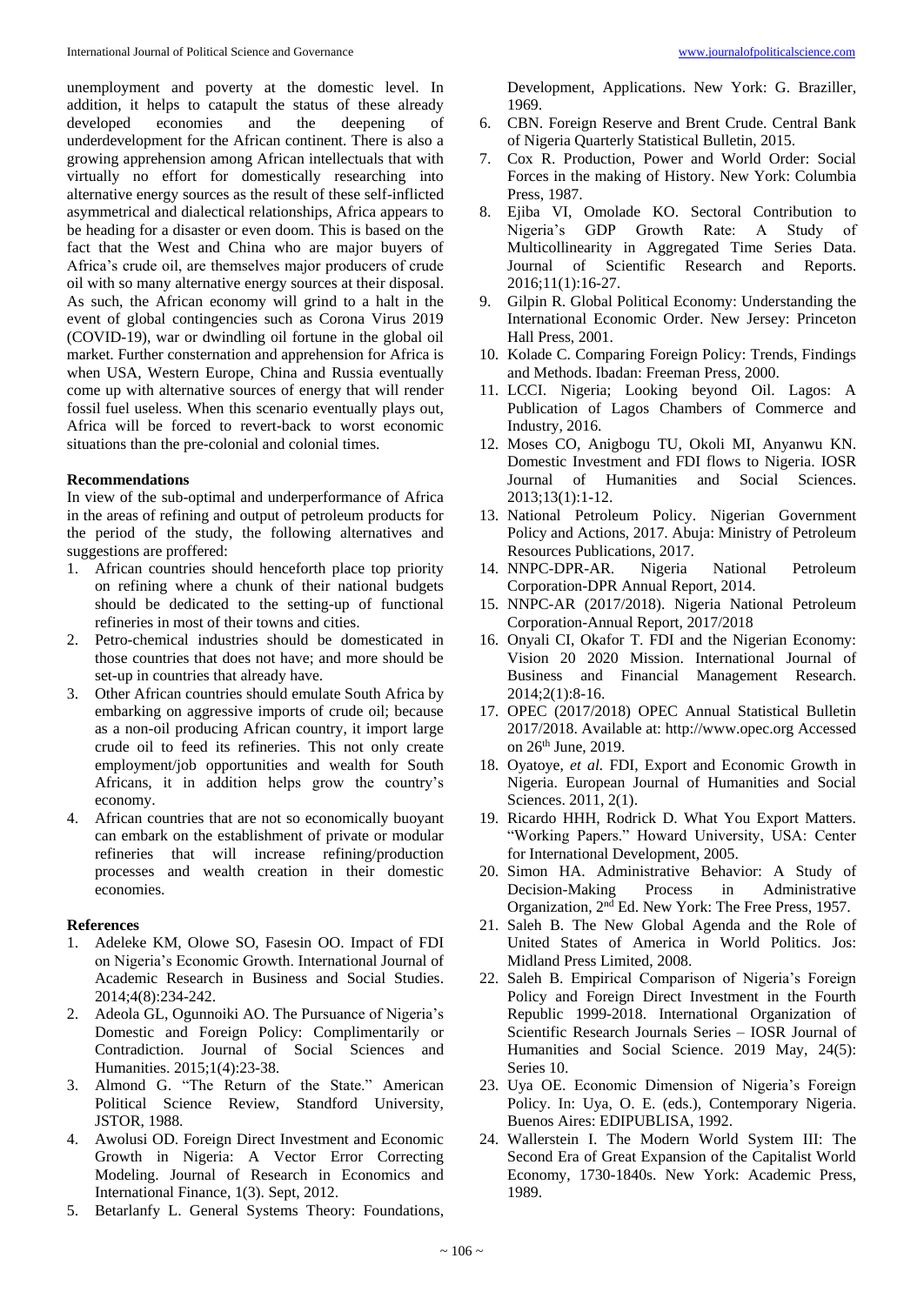unemployment and poverty at the domestic level. In addition, it helps to catapult the status of these already developed economies and the deepening of underdevelopment for the African continent. There is also a growing apprehension among African intellectuals that with virtually no effort for domestically researching into alternative energy sources as the result of these self-inflicted asymmetrical and dialectical relationships, Africa appears to be heading for a disaster or even doom. This is based on the fact that the West and China who are major buyers of Africa's crude oil, are themselves major producers of crude oil with so many alternative energy sources at their disposal. As such, the African economy will grind to a halt in the event of global contingencies such as Corona Virus 2019 (COVID-19), war or dwindling oil fortune in the global oil market. Further consternation and apprehension for Africa is when USA, Western Europe, China and Russia eventually come up with alternative sources of energy that will render fossil fuel useless. When this scenario eventually plays out, Africa will be forced to revert-back to worst economic situations than the pre-colonial and colonial times.

**Recommendations**

In view of the sub-optimal and underperformance of Africa in the areas of refining and output of petroleum products for the period of the study, the following alternatives and suggestions are proffered:

1. African countries should henceforth place top priority on refining where a chunk of their national budgets should be dedicated to the setting-up of functional refineries in most of their towns and cities.
2. Petro-chemical industries should be domesticated in those countries that does not have; and more should be set-up in countries that already have.
3. Other African countries should emulate South Africa by embarking on aggressive imports of crude oil; because as a non-oil producing African country, it import large crude oil to feed its refineries. This not only create employment/job opportunities and wealth for South Africans, it in addition helps grow the country's economy.
4. African countries that are not so economically buoyant can embark on the establishment of private or modular refineries that will increase refining/production processes and wealth creation in their domestic economies.

**References**

1. Adeleke KM, Olowe SO, Fasesin OO. Impact of FDI on Nigeria's Economic Growth. International Journal of Academic Research in Business and Social Studies. 2014;4(8):234-242.
2. Adeola GL, Ogunnoiki AO. The Pursuance of Nigeria's Domestic and Foreign Policy: Complimentarily or Contradiction. Journal of Social Sciences and Humanities. 2015;1(4):23-38.
3. Almond G. "The Return of the State." American Political Science Review, Standford University, JSTOR, 1988.
4. Awolusi OD. Foreign Direct Investment and Economic Growth in Nigeria: A Vector Error Correcting Modeling. Journal of Research in Economics and International Finance, 1(3). Sept, 2012.
5. Betarlanfy L. General Systems Theory: Foundations, Development, Applications. New York: G. Braziller, 1969.
6. CBN. Foreign Reserve and Brent Crude. Central Bank of Nigeria Quarterly Statistical Bulletin, 2015.
7. Cox R. Production, Power and World Order: Social Forces in the making of History. New York: Columbia Press, 1987.
8. Ejiba VI, Omolade KO. Sectoral Contribution to Nigeria's GDP Growth Rate: A Study of Multicollinearity in Aggregated Time Series Data. Journal of Scientific Research and Reports. 2016;11(1):16-27.
9. Gilpin R. Global Political Economy: Understanding the International Economic Order. New Jersey: Princeton Hall Press, 2001.
10. Kolade C. Comparing Foreign Policy: Trends, Findings and Methods. Ibadan: Freeman Press, 2000.
11. LCCI. Nigeria; Looking beyond Oil. Lagos: A Publication of Lagos Chambers of Commerce and Industry, 2016.
12. Moses CO, Anigbogu TU, Okoli MI, Anyanwu KN. Domestic Investment and FDI flows to Nigeria. IOSR Journal of Humanities and Social Sciences. 2013;13(1):1-12.
13. National Petroleum Policy. Nigerian Government Policy and Actions, 2017. Abuja: Ministry of Petroleum Resources Publications, 2017.
14. NNPC-DPR-AR. Nigeria National Petroleum Corporation-DPR Annual Report, 2014.
15. NNPC-AR (2017/2018). Nigeria National Petroleum Corporation-Annual Report, 2017/2018
16. Onyali CI, Okafor T. FDI and the Nigerian Economy: Vision 20 2020 Mission. International Journal of Business and Financial Management Research. 2014;2(1):8-16.
17. OPEC (2017/2018) OPEC Annual Statistical Bulletin 2017/2018. Available at: http://www.opec.org Accessed on 26th June, 2019.
18. Oyatoye, *et al.* FDI, Export and Economic Growth in Nigeria. European Journal of Humanities and Social Sciences. 2011, 2(1).
19. Ricardo HHH, Rodrick D. What You Export Matters. "Working Papers." Howard University, USA: Center for International Development, 2005.
20. Simon HA. Administrative Behavior: A Study of Decision-Making Process in Administrative Organization, 2nd Ed. New York: The Free Press, 1957.
21. Saleh B. The New Global Agenda and the Role of United States of America in World Politics. Jos: Midland Press Limited, 2008.
22. Saleh B. Empirical Comparison of Nigeria's Foreign Policy and Foreign Direct Investment in the Fourth Republic 1999-2018. International Organization of Scientific Research Journals Series – IOSR Journal of Humanities and Social Science. 2019 May, 24(5): Series 10.
23. Uya OE. Economic Dimension of Nigeria's Foreign Policy. In: Uya, O. E. (eds.), Contemporary Nigeria. Buenos Aires: EDIPUBLISA, 1992.
24. Wallerstein I. The Modern World System III: The Second Era of Great Expansion of the Capitalist World Economy, 1730-1840s. New York: Academic Press, 1989.